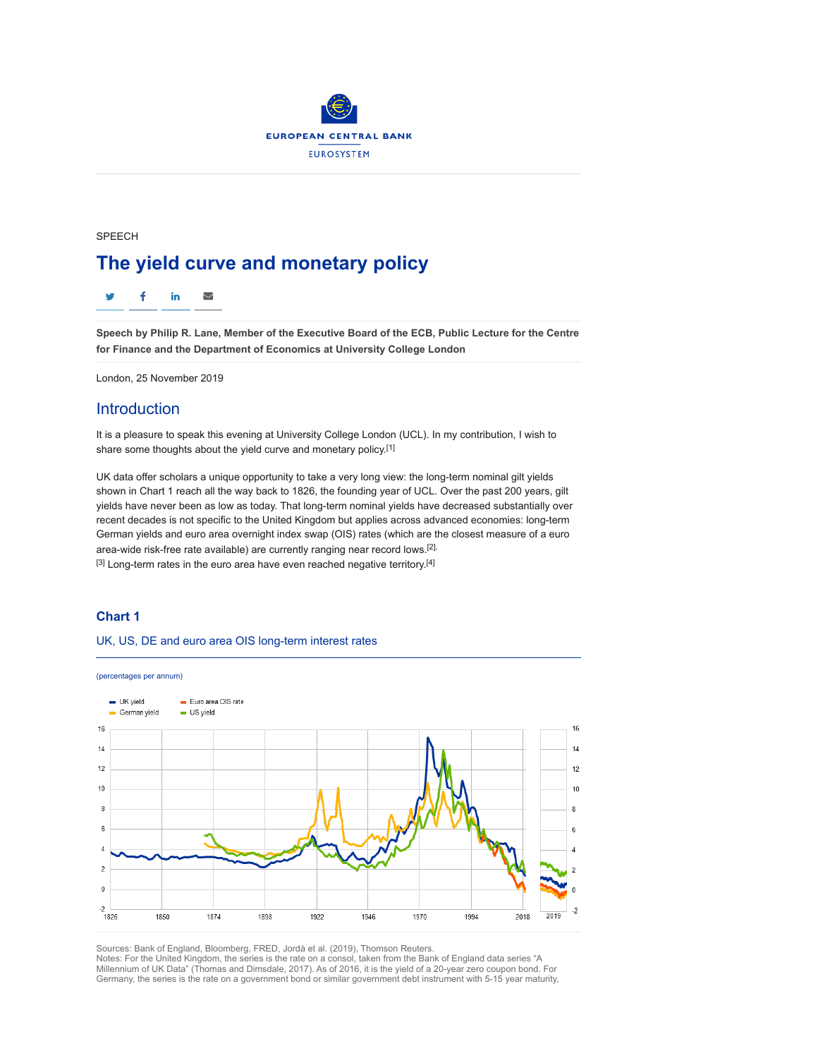SPEECH

# The yield curve and monetary policy

**Speech by Philip R. Lane, Member of the Executive Board of the ECB, Public Lecture for the Centre for Finance and the Department of Economics at University College London**

London, 25 November 2019

## Introduction

It is a pleasure to speak this evening at University College London (UCL). In my contribution, I wish to share some thoughts about the yield curve and monetary policy.[1]

UK data offer scholars a unique opportunity to take a very long view: the long-term nominal gilt yields shown in Chart 1 reach all the way back to 1826, the founding year of UCL. Over the past 200 years, gilt yields have never been as low as today. That long-term nominal yields have decreased substantially over recent decades is not specific to the United Kingdom but applies across advanced economies: long-term German yields and euro area overnight index swap (OIS) rates (which are the closest measure of a euro area-wide risk-free rate available) are currently ranging near record lows.[2],[3] Long-term rates in the euro area have even reached negative territory.[4]

### Chart 1

UK, US, DE and euro area OIS long-term interest rates

(percentages per annum)

Sources: Bank of England, Bloomberg, FRED, Jordà et al. (2019), Thomson Reuters.
Notes: For the United Kingdom, the series is the rate on a consol, taken from the Bank of England data series "A Millennium of UK Data" (Thomas and Dimsdale, 2017). As of 2016, it is the yield of a 20-year zero coupon bond. For Germany, the series is the rate on a government bond or similar government debt instrument with 5-15 year maturity,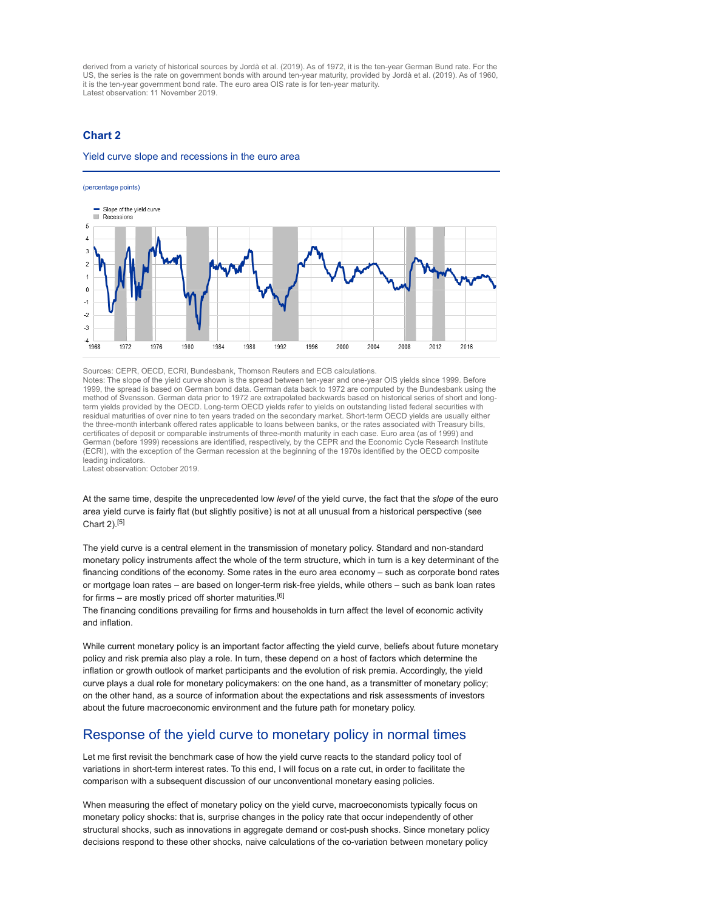derived from a variety of historical sources by Jordà et al. (2019). As of 1972, it is the ten-year German Bund rate. For the US, the series is the rate on government bonds with around ten-year maturity, provided by Jordà et al. (2019). As of 1960, it is the ten-year government bond rate. The euro area OIS rate is for ten-year maturity.
Latest observation: 11 November 2019.

### Chart 2

Yield curve slope and recessions in the euro area

(percentage points)

Sources: CEPR, OECD, ECRI, Bundesbank, Thomson Reuters and ECB calculations.
Notes: The slope of the yield curve shown is the spread between ten-year and one-year OIS yields since 1999. Before 1999, the spread is based on German bond data. German data back to 1972 are computed by the Bundesbank using the method of Svensson. German data prior to 1972 are extrapolated backwards based on historical series of short and long-term yields provided by the OECD. Long-term OECD yields refer to yields on outstanding listed federal securities with residual maturities of over nine to ten years traded on the secondary market. Short-term OECD yields are usually either the three-month interbank offered rates applicable to loans between banks, or the rates associated with Treasury bills, certificates of deposit or comparable instruments of three-month maturity in each case. Euro area (as of 1999) and German (before 1999) recessions are identified, respectively, by the CEPR and the Economic Cycle Research Institute (ECRI), with the exception of the German recession at the beginning of the 1970s identified by the OECD composite leading indicators.
Latest observation: October 2019.

At the same time, despite the unprecedented low *level* of the yield curve, the fact that the *slope* of the euro area yield curve is fairly flat (but slightly positive) is not at all unusual from a historical perspective (see Chart 2).[5]

The yield curve is a central element in the transmission of monetary policy. Standard and non-standard monetary policy instruments affect the whole of the term structure, which in turn is a key determinant of the financing conditions of the economy. Some rates in the euro area economy – such as corporate bond rates or mortgage loan rates – are based on longer-term risk-free yields, while others – such as bank loan rates for firms – are mostly priced off shorter maturities.[6]
The financing conditions prevailing for firms and households in turn affect the level of economic activity and inflation.

While current monetary policy is an important factor affecting the yield curve, beliefs about future monetary policy and risk premia also play a role. In turn, these depend on a host of factors which determine the inflation or growth outlook of market participants and the evolution of risk premia. Accordingly, the yield curve plays a dual role for monetary policymakers: on the one hand, as a transmitter of monetary policy; on the other hand, as a source of information about the expectations and risk assessments of investors about the future macroeconomic environment and the future path for monetary policy.

## Response of the yield curve to monetary policy in normal times

Let me first revisit the benchmark case of how the yield curve reacts to the standard policy tool of variations in short-term interest rates. To this end, I will focus on a rate cut, in order to facilitate the comparison with a subsequent discussion of our unconventional monetary easing policies.

When measuring the effect of monetary policy on the yield curve, macroeconomists typically focus on monetary policy shocks: that is, surprise changes in the policy rate that occur independently of other structural shocks, such as innovations in aggregate demand or cost-push shocks. Since monetary policy decisions respond to these other shocks, naive calculations of the co-variation between monetary policy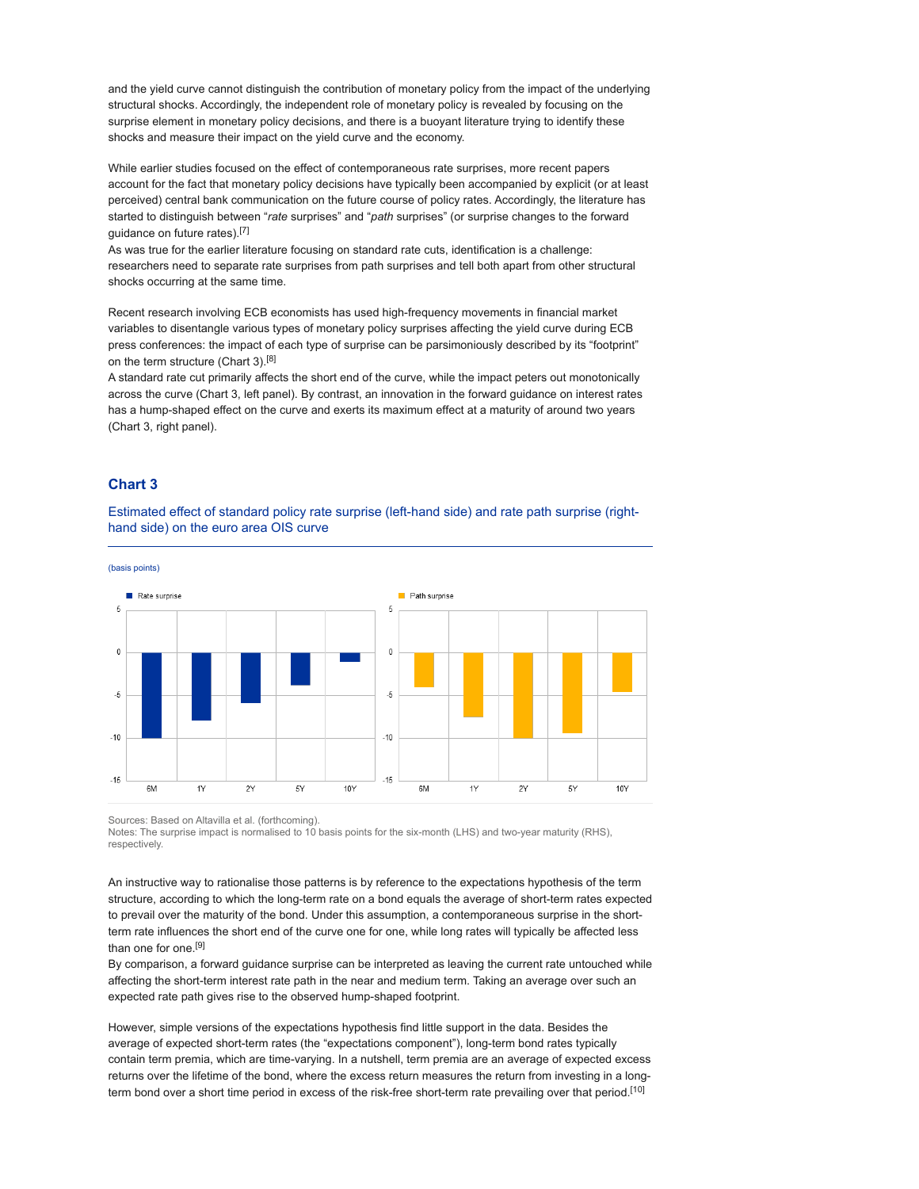and the yield curve cannot distinguish the contribution of monetary policy from the impact of the underlying structural shocks. Accordingly, the independent role of monetary policy is revealed by focusing on the surprise element in monetary policy decisions, and there is a buoyant literature trying to identify these shocks and measure their impact on the yield curve and the economy.

While earlier studies focused on the effect of contemporaneous rate surprises, more recent papers account for the fact that monetary policy decisions have typically been accompanied by explicit (or at least perceived) central bank communication on the future course of policy rates. Accordingly, the literature has started to distinguish between "*rate* surprises" and "*path* surprises" (or surprise changes to the forward guidance on future rates).[7]

As was true for the earlier literature focusing on standard rate cuts, identification is a challenge: researchers need to separate rate surprises from path surprises and tell both apart from other structural shocks occurring at the same time.

Recent research involving ECB economists has used high-frequency movements in financial market variables to disentangle various types of monetary policy surprises affecting the yield curve during ECB press conferences: the impact of each type of surprise can be parsimoniously described by its "footprint" on the term structure (Chart 3).[8]

A standard rate cut primarily affects the short end of the curve, while the impact peters out monotonically across the curve (Chart 3, left panel). By contrast, an innovation in the forward guidance on interest rates has a hump-shaped effect on the curve and exerts its maximum effect at a maturity of around two years (Chart 3, right panel).

### Chart 3

Estimated effect of standard policy rate surprise (left-hand side) and rate path surprise (right-hand side) on the euro area OIS curve

(basis points)

Sources: Based on Altavilla et al. (forthcoming).
Notes: The surprise impact is normalised to 10 basis points for the six-month (LHS) and two-year maturity (RHS), respectively.

An instructive way to rationalise those patterns is by reference to the expectations hypothesis of the term structure, according to which the long-term rate on a bond equals the average of short-term rates expected to prevail over the maturity of the bond. Under this assumption, a contemporaneous surprise in the short-term rate influences the short end of the curve one for one, while long rates will typically be affected less than one for one.[9]

By comparison, a forward guidance surprise can be interpreted as leaving the current rate untouched while affecting the short-term interest rate path in the near and medium term. Taking an average over such an expected rate path gives rise to the observed hump-shaped footprint.

However, simple versions of the expectations hypothesis find little support in the data. Besides the average of expected short-term rates (the "expectations component"), long-term bond rates typically contain term premia, which are time-varying. In a nutshell, term premia are an average of expected excess returns over the lifetime of the bond, where the excess return measures the return from investing in a long-term bond over a short time period in excess of the risk-free short-term rate prevailing over that period.[10]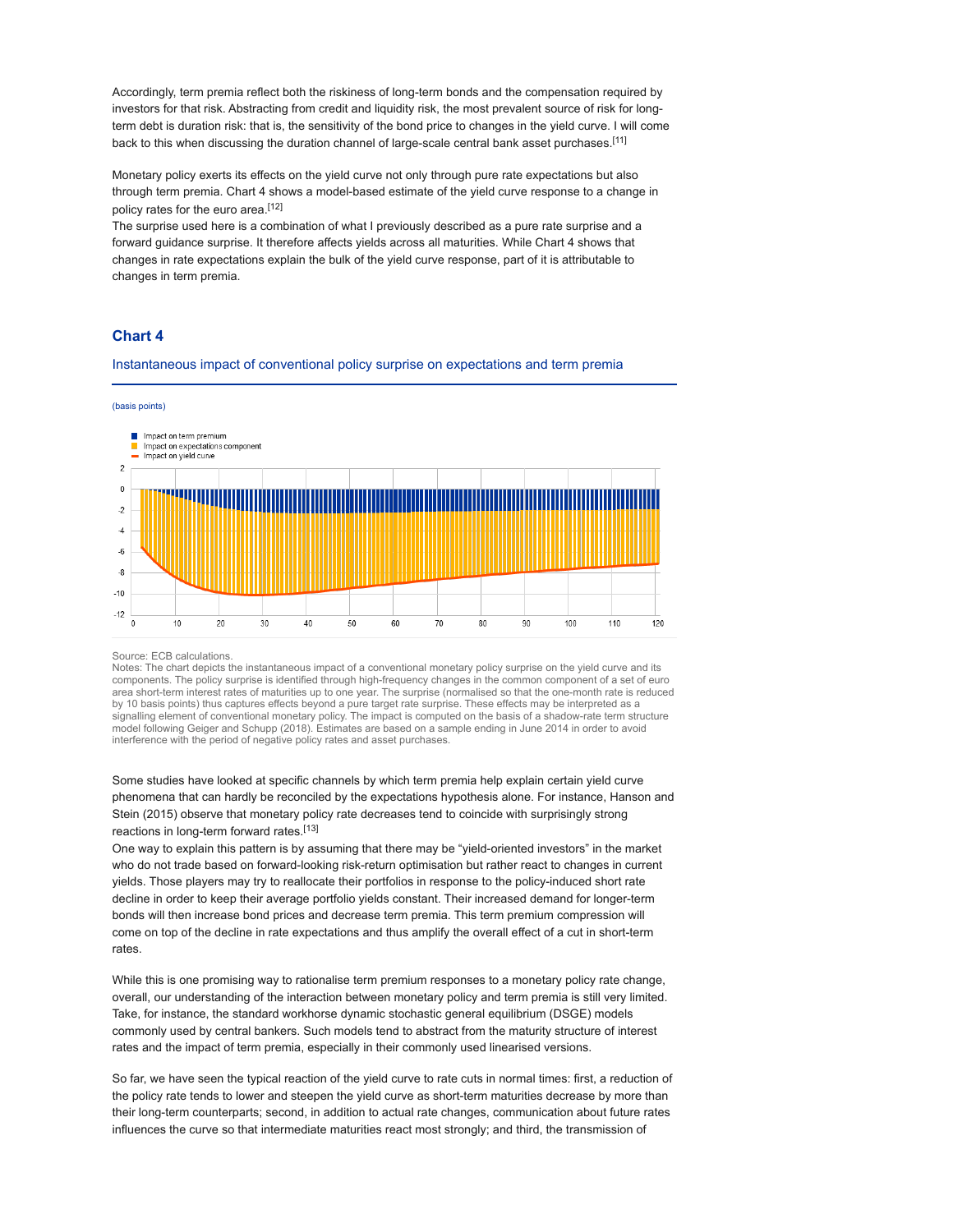Accordingly, term premia reflect both the riskiness of long-term bonds and the compensation required by investors for that risk. Abstracting from credit and liquidity risk, the most prevalent source of risk for long-term debt is duration risk: that is, the sensitivity of the bond price to changes in the yield curve. I will come back to this when discussing the duration channel of large-scale central bank asset purchases.[11]

Monetary policy exerts its effects on the yield curve not only through pure rate expectations but also through term premia. Chart 4 shows a model-based estimate of the yield curve response to a change in policy rates for the euro area.[12]

The surprise used here is a combination of what I previously described as a pure rate surprise and a forward guidance surprise. It therefore affects yields across all maturities. While Chart 4 shows that changes in rate expectations explain the bulk of the yield curve response, part of it is attributable to changes in term premia.

### Chart 4

Instantaneous impact of conventional policy surprise on expectations and term premia

(basis points)

Source: ECB calculations.

Notes: The chart depicts the instantaneous impact of a conventional monetary policy surprise on the yield curve and its components. The policy surprise is identified through high-frequency changes in the common component of a set of euro area short-term interest rates of maturities up to one year. The surprise (normalised so that the one-month rate is reduced by 10 basis points) thus captures effects beyond a pure target rate surprise. These effects may be interpreted as a signalling element of conventional monetary policy. The impact is computed on the basis of a shadow-rate term structure model following Geiger and Schupp (2018). Estimates are based on a sample ending in June 2014 in order to avoid interference with the period of negative policy rates and asset purchases.

Some studies have looked at specific channels by which term premia help explain certain yield curve phenomena that can hardly be reconciled by the expectations hypothesis alone. For instance, Hanson and Stein (2015) observe that monetary policy rate decreases tend to coincide with surprisingly strong reactions in long-term forward rates.[13]

One way to explain this pattern is by assuming that there may be "yield-oriented investors" in the market who do not trade based on forward-looking risk-return optimisation but rather react to changes in current yields. Those players may try to reallocate their portfolios in response to the policy-induced short rate decline in order to keep their average portfolio yields constant. Their increased demand for longer-term bonds will then increase bond prices and decrease term premia. This term premium compression will come on top of the decline in rate expectations and thus amplify the overall effect of a cut in short-term rates.

While this is one promising way to rationalise term premium responses to a monetary policy rate change, overall, our understanding of the interaction between monetary policy and term premia is still very limited. Take, for instance, the standard workhorse dynamic stochastic general equilibrium (DSGE) models commonly used by central bankers. Such models tend to abstract from the maturity structure of interest rates and the impact of term premia, especially in their commonly used linearised versions.

So far, we have seen the typical reaction of the yield curve to rate cuts in normal times: first, a reduction of the policy rate tends to lower and steepen the yield curve as short-term maturities decrease by more than their long-term counterparts; second, in addition to actual rate changes, communication about future rates influences the curve so that intermediate maturities react most strongly; and third, the transmission of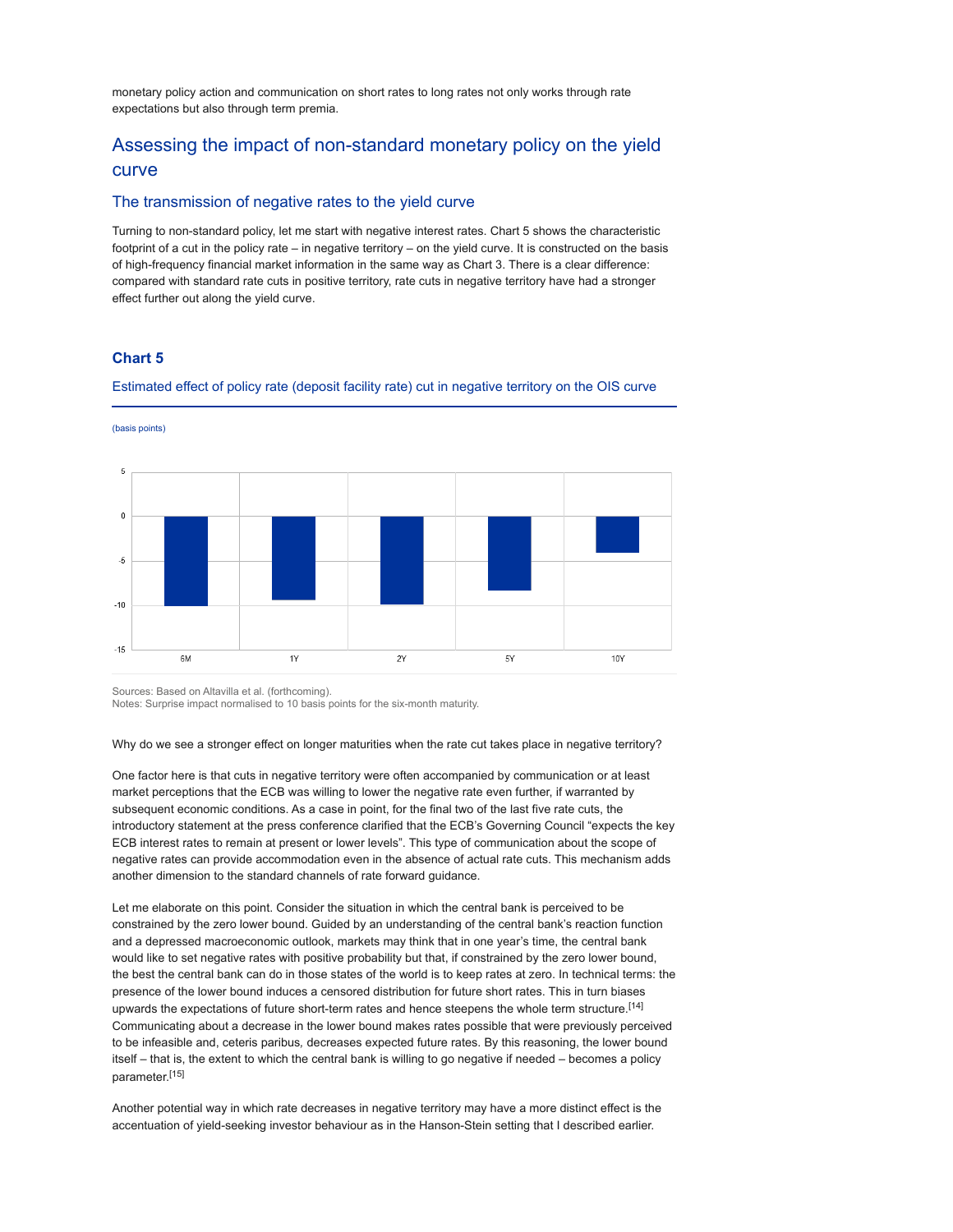monetary policy action and communication on short rates to long rates not only works through rate expectations but also through term premia.

## Assessing the impact of non-standard monetary policy on the yield curve

### The transmission of negative rates to the yield curve

Turning to non-standard policy, let me start with negative interest rates. Chart 5 shows the characteristic footprint of a cut in the policy rate – in negative territory – on the yield curve. It is constructed on the basis of high-frequency financial market information in the same way as Chart 3. There is a clear difference: compared with standard rate cuts in positive territory, rate cuts in negative territory have had a stronger effect further out along the yield curve.

**Chart 5**

Estimated effect of policy rate (deposit facility rate) cut in negative territory on the OIS curve

(basis points)

Sources: Based on Altavilla et al. (forthcoming).
Notes: Surprise impact normalised to 10 basis points for the six-month maturity.

Why do we see a stronger effect on longer maturities when the rate cut takes place in negative territory?

One factor here is that cuts in negative territory were often accompanied by communication or at least market perceptions that the ECB was willing to lower the negative rate even further, if warranted by subsequent economic conditions. As a case in point, for the final two of the last five rate cuts, the introductory statement at the press conference clarified that the ECB's Governing Council "expects the key ECB interest rates to remain at present or lower levels". This type of communication about the scope of negative rates can provide accommodation even in the absence of actual rate cuts. This mechanism adds another dimension to the standard channels of rate forward guidance.

Let me elaborate on this point. Consider the situation in which the central bank is perceived to be constrained by the zero lower bound. Guided by an understanding of the central bank's reaction function and a depressed macroeconomic outlook, markets may think that in one year's time, the central bank would like to set negative rates with positive probability but that, if constrained by the zero lower bound, the best the central bank can do in those states of the world is to keep rates at zero. In technical terms: the presence of the lower bound induces a censored distribution for future short rates. This in turn biases upwards the expectations of future short-term rates and hence steepens the whole term structure.[14] Communicating about a decrease in the lower bound makes rates possible that were previously perceived to be infeasible and, ceteris paribus, decreases expected future rates. By this reasoning, the lower bound itself – that is, the extent to which the central bank is willing to go negative if needed – becomes a policy parameter.[15]

Another potential way in which rate decreases in negative territory may have a more distinct effect is the accentuation of yield-seeking investor behaviour as in the Hanson-Stein setting that I described earlier.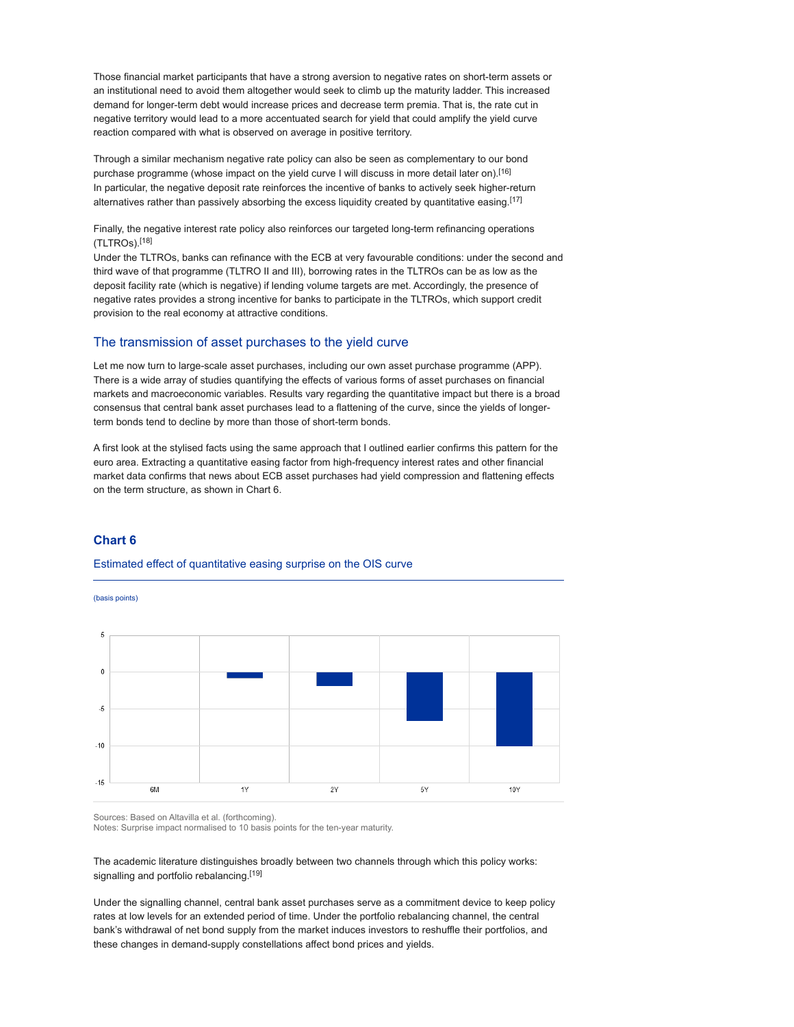Those financial market participants that have a strong aversion to negative rates on short-term assets or an institutional need to avoid them altogether would seek to climb up the maturity ladder. This increased demand for longer-term debt would increase prices and decrease term premia. That is, the rate cut in negative territory would lead to a more accentuated search for yield that could amplify the yield curve reaction compared with what is observed on average in positive territory.

Through a similar mechanism negative rate policy can also be seen as complementary to our bond purchase programme (whose impact on the yield curve I will discuss in more detail later on).[16] In particular, the negative deposit rate reinforces the incentive of banks to actively seek higher-return alternatives rather than passively absorbing the excess liquidity created by quantitative easing.[17]

Finally, the negative interest rate policy also reinforces our targeted long-term refinancing operations (TLTROs).[18]
Under the TLTROs, banks can refinance with the ECB at very favourable conditions: under the second and third wave of that programme (TLTRO II and III), borrowing rates in the TLTROs can be as low as the deposit facility rate (which is negative) if lending volume targets are met. Accordingly, the presence of negative rates provides a strong incentive for banks to participate in the TLTROs, which support credit provision to the real economy at attractive conditions.

## The transmission of asset purchases to the yield curve

Let me now turn to large-scale asset purchases, including our own asset purchase programme (APP). There is a wide array of studies quantifying the effects of various forms of asset purchases on financial markets and macroeconomic variables. Results vary regarding the quantitative impact but there is a broad consensus that central bank asset purchases lead to a flattening of the curve, since the yields of longer-term bonds tend to decline by more than those of short-term bonds.

A first look at the stylised facts using the same approach that I outlined earlier confirms this pattern for the euro area. Extracting a quantitative easing factor from high-frequency interest rates and other financial market data confirms that news about ECB asset purchases had yield compression and flattening effects on the term structure, as shown in Chart 6.

### Chart 6

Estimated effect of quantitative easing surprise on the OIS curve

(basis points)

Sources: Based on Altavilla et al. (forthcoming).
Notes: Surprise impact normalised to 10 basis points for the ten-year maturity.

The academic literature distinguishes broadly between two channels through which this policy works: signalling and portfolio rebalancing.[19]

Under the signalling channel, central bank asset purchases serve as a commitment device to keep policy rates at low levels for an extended period of time. Under the portfolio rebalancing channel, the central bank's withdrawal of net bond supply from the market induces investors to reshuffle their portfolios, and these changes in demand-supply constellations affect bond prices and yields.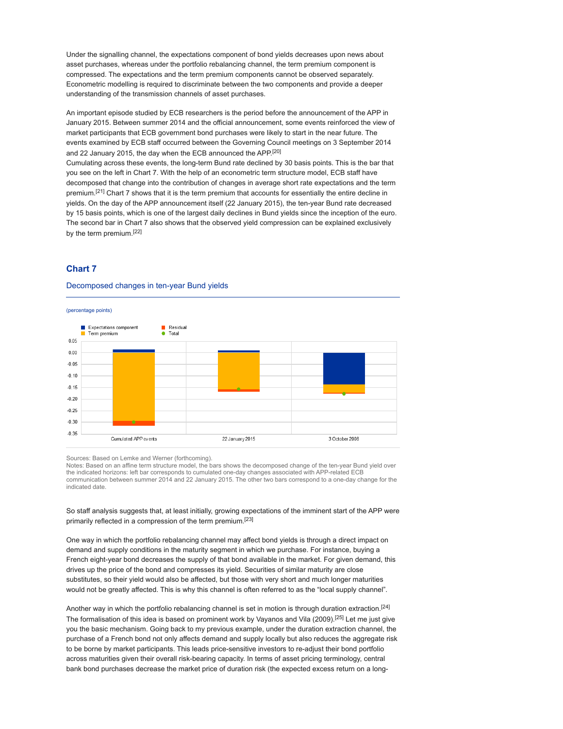Under the signalling channel, the expectations component of bond yields decreases upon news about asset purchases, whereas under the portfolio rebalancing channel, the term premium component is compressed. The expectations and the term premium components cannot be observed separately. Econometric modelling is required to discriminate between the two components and provide a deeper understanding of the transmission channels of asset purchases.

An important episode studied by ECB researchers is the period before the announcement of the APP in January 2015. Between summer 2014 and the official announcement, some events reinforced the view of market participants that ECB government bond purchases were likely to start in the near future. The events examined by ECB staff occurred between the Governing Council meetings on 3 September 2014 and 22 January 2015, the day when the ECB announced the APP.[20]
Cumulating across these events, the long-term Bund rate declined by 30 basis points. This is the bar that you see on the left in Chart 7. With the help of an econometric term structure model, ECB staff have decomposed that change into the contribution of changes in average short rate expectations and the term premium.[21] Chart 7 shows that it is the term premium that accounts for essentially the entire decline in yields. On the day of the APP announcement itself (22 January 2015), the ten-year Bund rate decreased by 15 basis points, which is one of the largest daily declines in Bund yields since the inception of the euro. The second bar in Chart 7 also shows that the observed yield compression can be explained exclusively by the term premium.[22]

## Chart 7

### Decomposed changes in ten-year Bund yields

(percentage points)

Sources: Based on Lemke and Werner (forthcoming).
Notes: Based on an affine term structure model, the bars shows the decomposed change of the ten-year Bund yield over the indicated horizons: left bar corresponds to cumulated one-day changes associated with APP-related ECB communication between summer 2014 and 22 January 2015. The other two bars correspond to a one-day change for the indicated date.

So staff analysis suggests that, at least initially, growing expectations of the imminent start of the APP were primarily reflected in a compression of the term premium.[23]

One way in which the portfolio rebalancing channel may affect bond yields is through a direct impact on demand and supply conditions in the maturity segment in which we purchase. For instance, buying a French eight-year bond decreases the supply of that bond available in the market. For given demand, this drives up the price of the bond and compresses its yield. Securities of similar maturity are close substitutes, so their yield would also be affected, but those with very short and much longer maturities would not be greatly affected. This is why this channel is often referred to as the "local supply channel".

Another way in which the portfolio rebalancing channel is set in motion is through duration extraction.[24] The formalisation of this idea is based on prominent work by Vayanos and Vila (2009).[25] Let me just give you the basic mechanism. Going back to my previous example, under the duration extraction channel, the purchase of a French bond not only affects demand and supply locally but also reduces the aggregate risk to be borne by market participants. This leads price-sensitive investors to re-adjust their bond portfolio across maturities given their overall risk-bearing capacity. In terms of asset pricing terminology, central bank bond purchases decrease the market price of duration risk (the expected excess return on a long-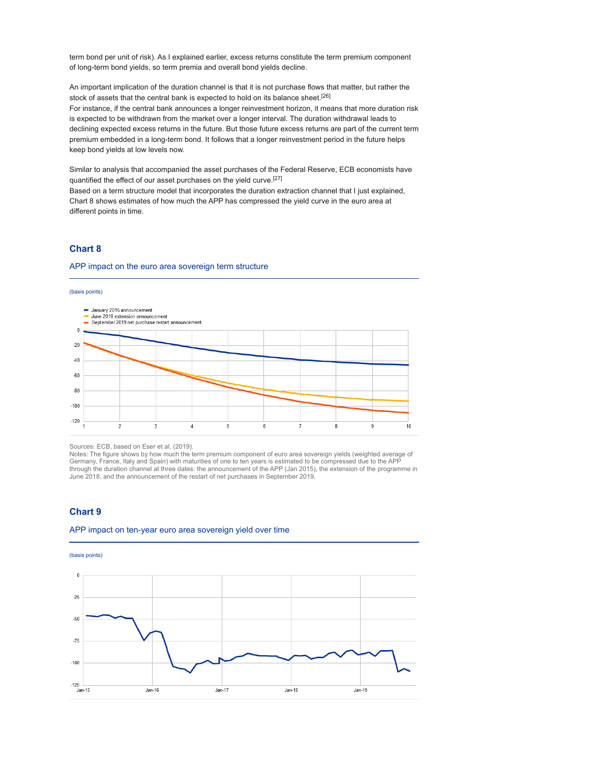term bond per unit of risk). As I explained earlier, excess returns constitute the term premium component of long-term bond yields, so term premia and overall bond yields decline.

An important implication of the duration channel is that it is not purchase flows that matter, but rather the stock of assets that the central bank is expected to hold on its balance sheet.[26]
For instance, if the central bank announces a longer reinvestment horizon, it means that more duration risk is expected to be withdrawn from the market over a longer interval. The duration withdrawal leads to declining expected excess returns in the future. But those future excess returns are part of the current term premium embedded in a long-term bond. It follows that a longer reinvestment period in the future helps keep bond yields at low levels now.

Similar to analysis that accompanied the asset purchases of the Federal Reserve, ECB economists have quantified the effect of our asset purchases on the yield curve.[27]
Based on a term structure model that incorporates the duration extraction channel that I just explained, Chart 8 shows estimates of how much the APP has compressed the yield curve in the euro area at different points in time.

## Chart 8

APP impact on the euro area sovereign term structure

(basis points)

Sources: ECB, based on Eser et al. (2019).
Notes: The figure shows by how much the term premium component of euro area sovereign yields (weighted average of Germany, France, Italy and Spain) with maturities of one to ten years is estimated to be compressed due to the APP through the duration channel at three dates: the announcement of the APP (Jan 2015), the extension of the programme in June 2018, and the announcement of the restart of net purchases in September 2019.

## Chart 9

APP impact on ten-year euro area sovereign yield over time

(basis points)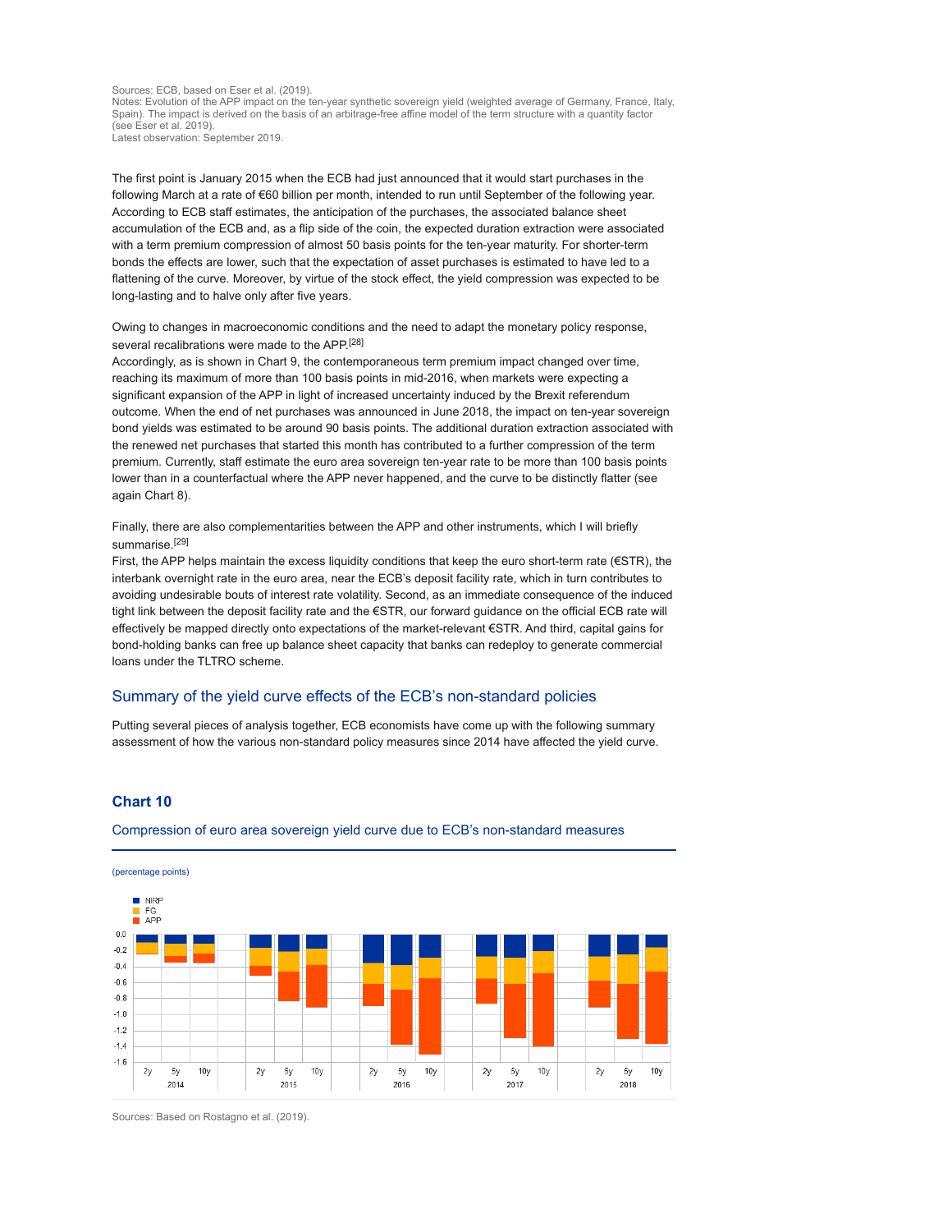Sources: ECB, based on Eser et al. (2019).
Notes: Evolution of the APP impact on the ten-year synthetic sovereign yield (weighted average of Germany, France, Italy, Spain). The impact is derived on the basis of an arbitrage-free affine model of the term structure with a quantity factor (see Eser et al. 2019).
Latest observation: September 2019.

The first point is January 2015 when the ECB had just announced that it would start purchases in the following March at a rate of €60 billion per month, intended to run until September of the following year. According to ECB staff estimates, the anticipation of the purchases, the associated balance sheet accumulation of the ECB and, as a flip side of the coin, the expected duration extraction were associated with a term premium compression of almost 50 basis points for the ten-year maturity. For shorter-term bonds the effects are lower, such that the expectation of asset purchases is estimated to have led to a flattening of the curve. Moreover, by virtue of the stock effect, the yield compression was expected to be long-lasting and to halve only after five years.

Owing to changes in macroeconomic conditions and the need to adapt the monetary policy response, several recalibrations were made to the APP.[28]
Accordingly, as is shown in Chart 9, the contemporaneous term premium impact changed over time, reaching its maximum of more than 100 basis points in mid-2016, when markets were expecting a significant expansion of the APP in light of increased uncertainty induced by the Brexit referendum outcome. When the end of net purchases was announced in June 2018, the impact on ten-year sovereign bond yields was estimated to be around 90 basis points. The additional duration extraction associated with the renewed net purchases that started this month has contributed to a further compression of the term premium. Currently, staff estimate the euro area sovereign ten-year rate to be more than 100 basis points lower than in a counterfactual where the APP never happened, and the curve to be distinctly flatter (see again Chart 8).

Finally, there are also complementarities between the APP and other instruments, which I will briefly summarise.[29]
First, the APP helps maintain the excess liquidity conditions that keep the euro short-term rate (€STR), the interbank overnight rate in the euro area, near the ECB's deposit facility rate, which in turn contributes to avoiding undesirable bouts of interest rate volatility. Second, as an immediate consequence of the induced tight link between the deposit facility rate and the €STR, our forward guidance on the official ECB rate will effectively be mapped directly onto expectations of the market-relevant €STR. And third, capital gains for bond-holding banks can free up balance sheet capacity that banks can redeploy to generate commercial loans under the TLTRO scheme.

## Summary of the yield curve effects of the ECB's non-standard policies

Putting several pieces of analysis together, ECB economists have come up with the following summary assessment of how the various non-standard policy measures since 2014 have affected the yield curve.

### Chart 10

Compression of euro area sovereign yield curve due to ECB's non-standard measures

(percentage points)

Sources: Based on Rostagno et al. (2019).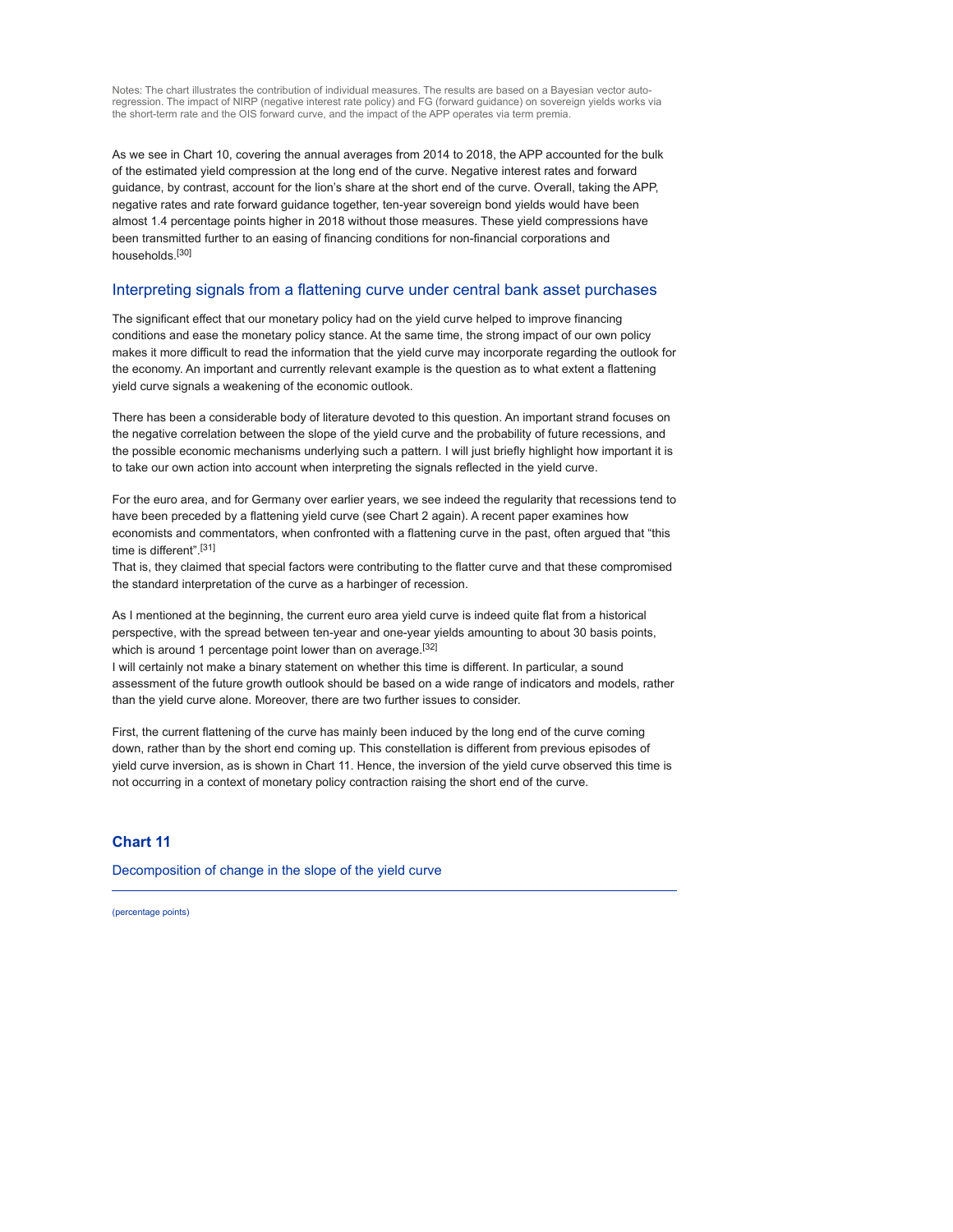Notes: The chart illustrates the contribution of individual measures. The results are based on a Bayesian vector auto-regression. The impact of NIRP (negative interest rate policy) and FG (forward guidance) on sovereign yields works via the short-term rate and the OIS forward curve, and the impact of the APP operates via term premia.

As we see in Chart 10, covering the annual averages from 2014 to 2018, the APP accounted for the bulk of the estimated yield compression at the long end of the curve. Negative interest rates and forward guidance, by contrast, account for the lion's share at the short end of the curve. Overall, taking the APP, negative rates and rate forward guidance together, ten-year sovereign bond yields would have been almost 1.4 percentage points higher in 2018 without those measures. These yield compressions have been transmitted further to an easing of financing conditions for non-financial corporations and households.[30]

## Interpreting signals from a flattening curve under central bank asset purchases

The significant effect that our monetary policy had on the yield curve helped to improve financing conditions and ease the monetary policy stance. At the same time, the strong impact of our own policy makes it more difficult to read the information that the yield curve may incorporate regarding the outlook for the economy. An important and currently relevant example is the question as to what extent a flattening yield curve signals a weakening of the economic outlook.

There has been a considerable body of literature devoted to this question. An important strand focuses on the negative correlation between the slope of the yield curve and the probability of future recessions, and the possible economic mechanisms underlying such a pattern. I will just briefly highlight how important it is to take our own action into account when interpreting the signals reflected in the yield curve.

For the euro area, and for Germany over earlier years, we see indeed the regularity that recessions tend to have been preceded by a flattening yield curve (see Chart 2 again). A recent paper examines how economists and commentators, when confronted with a flattening curve in the past, often argued that "this time is different".[31]

That is, they claimed that special factors were contributing to the flatter curve and that these compromised the standard interpretation of the curve as a harbinger of recession.

As I mentioned at the beginning, the current euro area yield curve is indeed quite flat from a historical perspective, with the spread between ten-year and one-year yields amounting to about 30 basis points, which is around 1 percentage point lower than on average.[32]

I will certainly not make a binary statement on whether this time is different. In particular, a sound assessment of the future growth outlook should be based on a wide range of indicators and models, rather than the yield curve alone. Moreover, there are two further issues to consider.

First, the current flattening of the curve has mainly been induced by the long end of the curve coming down, rather than by the short end coming up. This constellation is different from previous episodes of yield curve inversion, as is shown in Chart 11. Hence, the inversion of the yield curve observed this time is not occurring in a context of monetary policy contraction raising the short end of the curve.

### Chart 11

Decomposition of change in the slope of the yield curve

(percentage points)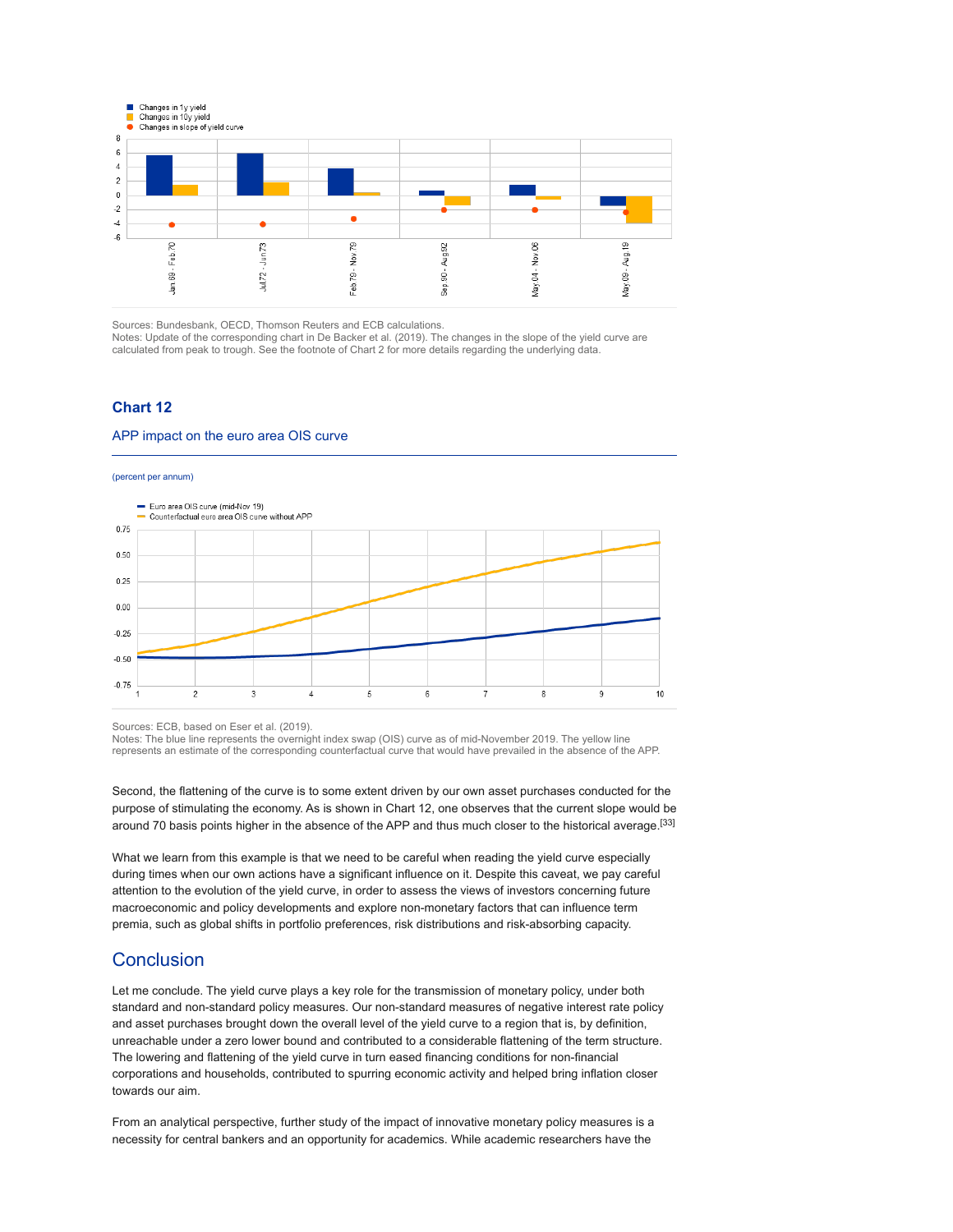Sources: Bundesbank, OECD, Thomson Reuters and ECB calculations.
Notes: Update of the corresponding chart in De Backer et al. (2019). The changes in the slope of the yield curve are calculated from peak to trough. See the footnote of Chart 2 for more details regarding the underlying data.

### Chart 12

APP impact on the euro area OIS curve

(percent per annum)

Sources: ECB, based on Eser et al. (2019).
Notes: The blue line represents the overnight index swap (OIS) curve as of mid-November 2019. The yellow line represents an estimate of the corresponding counterfactual curve that would have prevailed in the absence of the APP.

Second, the flattening of the curve is to some extent driven by our own asset purchases conducted for the purpose of stimulating the economy. As is shown in Chart 12, one observes that the current slope would be around 70 basis points higher in the absence of the APP and thus much closer to the historical average.[33]

What we learn from this example is that we need to be careful when reading the yield curve especially during times when our own actions have a significant influence on it. Despite this caveat, we pay careful attention to the evolution of the yield curve, in order to assess the views of investors concerning future macroeconomic and policy developments and explore non-monetary factors that can influence term premia, such as global shifts in portfolio preferences, risk distributions and risk-absorbing capacity.

## Conclusion

Let me conclude. The yield curve plays a key role for the transmission of monetary policy, under both standard and non-standard policy measures. Our non-standard measures of negative interest rate policy and asset purchases brought down the overall level of the yield curve to a region that is, by definition, unreachable under a zero lower bound and contributed to a considerable flattening of the term structure. The lowering and flattening of the yield curve in turn eased financing conditions for non-financial corporations and households, contributed to spurring economic activity and helped bring inflation closer towards our aim.

From an analytical perspective, further study of the impact of innovative monetary policy measures is a necessity for central bankers and an opportunity for academics. While academic researchers have the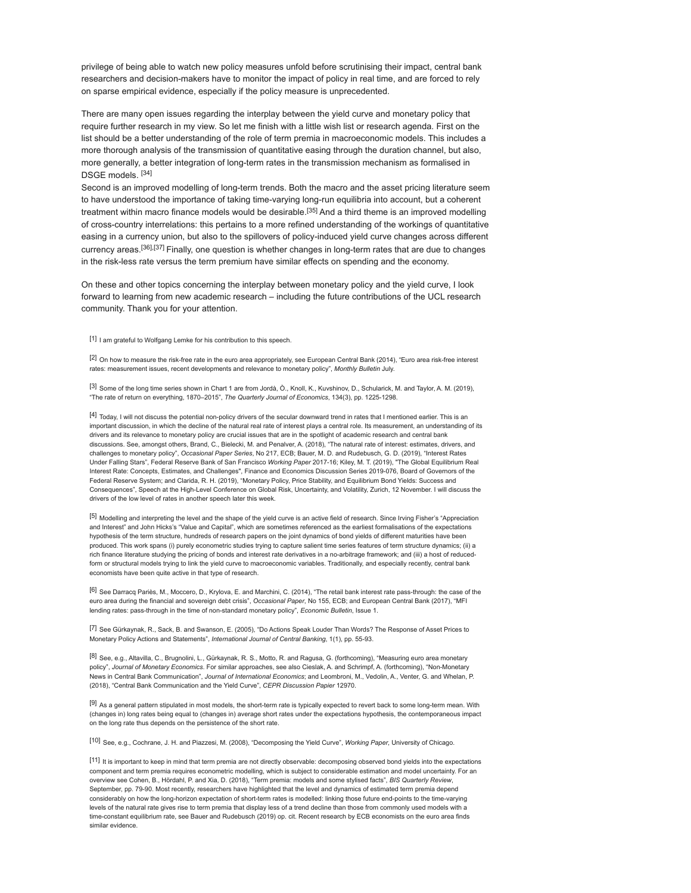privilege of being able to watch new policy measures unfold before scrutinising their impact, central bank researchers and decision-makers have to monitor the impact of policy in real time, and are forced to rely on sparse empirical evidence, especially if the policy measure is unprecedented.

There are many open issues regarding the interplay between the yield curve and monetary policy that require further research in my view. So let me finish with a little wish list or research agenda. First on the list should be a better understanding of the role of term premia in macroeconomic models. This includes a more thorough analysis of the transmission of quantitative easing through the duration channel, but also, more generally, a better integration of long-term rates in the transmission mechanism as formalised in DSGE models. [34]

Second is an improved modelling of long-term trends. Both the macro and the asset pricing literature seem to have understood the importance of taking time-varying long-run equilibria into account, but a coherent treatment within macro finance models would be desirable.[35] And a third theme is an improved modelling of cross-country interrelations: this pertains to a more refined understanding of the workings of quantitative easing in a currency union, but also to the spillovers of policy-induced yield curve changes across different currency areas.[36],[37] Finally, one question is whether changes in long-term rates that are due to changes in the risk-less rate versus the term premium have similar effects on spending and the economy.

On these and other topics concerning the interplay between monetary policy and the yield curve, I look forward to learning from new academic research – including the future contributions of the UCL research community. Thank you for your attention.

[1] I am grateful to Wolfgang Lemke for his contribution to this speech.

[2] On how to measure the risk-free rate in the euro area appropriately, see European Central Bank (2014), "Euro area risk-free interest rates: measurement issues, recent developments and relevance to monetary policy", *Monthly Bulletin* July.

[3] Some of the long time series shown in Chart 1 are from Jordà, Ò., Knoll, K., Kuvshinov, D., Schularick, M. and Taylor, A. M. (2019), "The rate of return on everything, 1870–2015", *The Quarterly Journal of Economics*, 134(3), pp. 1225-1298.

[4] Today, I will not discuss the potential non-policy drivers of the secular downward trend in rates that I mentioned earlier. This is an important discussion, in which the decline of the natural real rate of interest plays a central role. Its measurement, an understanding of its drivers and its relevance to monetary policy are crucial issues that are in the spotlight of academic research and central bank discussions. See, amongst others, Brand, C., Bielecki, M. and Penalver, A. (2018), "The natural rate of interest: estimates, drivers, and challenges to monetary policy", *Occasional Paper Series*, No 217, ECB; Bauer, M. D. and Rudebusch, G. D. (2019), "Interest Rates Under Falling Stars", Federal Reserve Bank of San Francisco *Working Paper* 2017-16; Kiley, M. T. (2019), "The Global Equilibrium Real Interest Rate: Concepts, Estimates, and Challenges", Finance and Economics Discussion Series 2019-076, Board of Governors of the Federal Reserve System; and Clarida, R. H. (2019), "Monetary Policy, Price Stability, and Equilibrium Bond Yields: Success and Consequences", Speech at the High-Level Conference on Global Risk, Uncertainty, and Volatility, Zurich, 12 November. I will discuss the drivers of the low level of rates in another speech later this week.

[5] Modelling and interpreting the level and the shape of the yield curve is an active field of research. Since Irving Fisher's "Appreciation and Interest" and John Hicks's "Value and Capital", which are sometimes referenced as the earliest formalisations of the expectations hypothesis of the term structure, hundreds of research papers on the joint dynamics of bond yields of different maturities have been produced. This work spans (i) purely econometric studies trying to capture salient time series features of term structure dynamics; (ii) a rich finance literature studying the pricing of bonds and interest rate derivatives in a no-arbitrage framework; and (iii) a host of reduced-form or structural models trying to link the yield curve to macroeconomic variables. Traditionally, and especially recently, central bank economists have been quite active in that type of research.

[6] See Darracq Pariès, M., Moccero, D., Krylova, E. and Marchini, C. (2014), "The retail bank interest rate pass-through: the case of the euro area during the financial and sovereign debt crisis", *Occasional Paper*, No 155, ECB; and European Central Bank (2017), "MFI lending rates: pass-through in the time of non-standard monetary policy", *Economic Bulletin*, Issue 1.

[7] See Gürkaynak, R., Sack, B. and Swanson, E. (2005), "Do Actions Speak Louder Than Words? The Response of Asset Prices to Monetary Policy Actions and Statements", *International Journal of Central Banking*, 1(1), pp. 55-93.

[8] See, e.g., Altavilla, C., Brugnolini, L., Gürkaynak, R. S., Motto, R. and Ragusa, G. (forthcoming), "Measuring euro area monetary policy", *Journal of Monetary Economics*. For similar approaches, see also Cieslak, A. and Schrimpf, A. (forthcoming), "Non-Monetary News in Central Bank Communication", *Journal of International Economics*; and Leombroni, M., Vedolin, A., Venter, G. and Whelan, P. (2018), "Central Bank Communication and the Yield Curve", *CEPR Discussion Papier* 12970.

[9] As a general pattern stipulated in most models, the short-term rate is typically expected to revert back to some long-term mean. With (changes in) long rates being equal to (changes in) average short rates under the expectations hypothesis, the contemporaneous impact on the long rate thus depends on the persistence of the short rate.

[10] See, e.g., Cochrane, J. H. and Piazzesi, M. (2008), "Decomposing the Yield Curve", *Working Paper*, University of Chicago.

[11] It is important to keep in mind that term premia are not directly observable: decomposing observed bond yields into the expectations component and term premia requires econometric modelling, which is subject to considerable estimation and model uncertainty. For an overview see Cohen, B., Hördahl, P. and Xia, D. (2018), "Term premia: models and some stylised facts", *BIS Quarterly Review*, September, pp. 79-90. Most recently, researchers have highlighted that the level and dynamics of estimated term premia depend considerably on how the long-horizon expectation of short-term rates is modelled: linking those future end-points to the time-varying levels of the natural rate gives rise to term premia that display less of a trend decline than those from commonly used models with a time-constant equilibrium rate, see Bauer and Rudebusch (2019) op. cit. Recent research by ECB economists on the euro area finds similar evidence.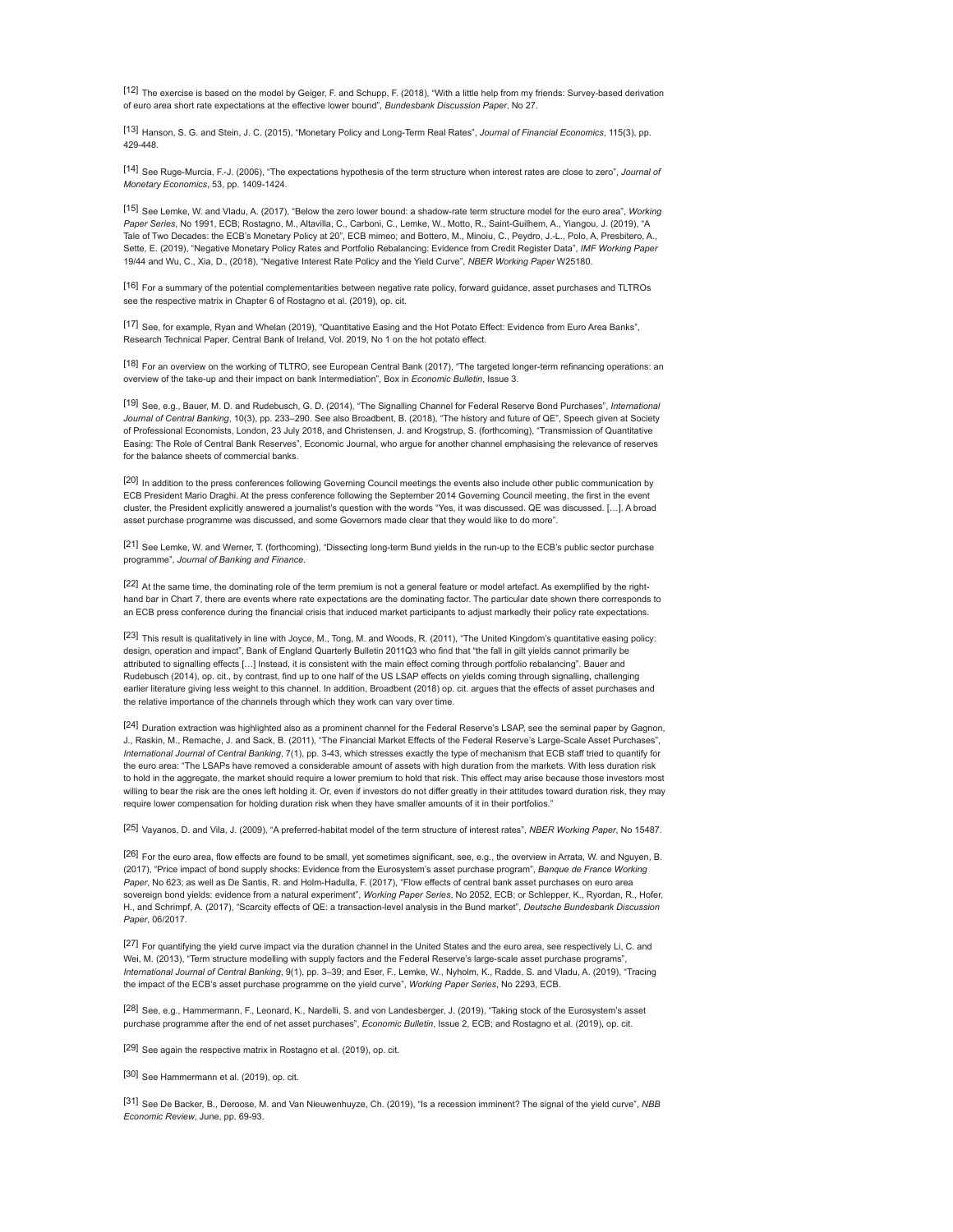[12] The exercise is based on the model by Geiger, F. and Schupp, F. (2018), "With a little help from my friends: Survey-based derivation of euro area short rate expectations at the effective lower bound", *Bundesbank Discussion Paper*, No 27.

[13] Hanson, S. G. and Stein, J. C. (2015), "Monetary Policy and Long-Term Real Rates", *Journal of Financial Economics*, 115(3), pp. 429-448.

[14] See Ruge-Murcia, F.-J. (2006), "The expectations hypothesis of the term structure when interest rates are close to zero", *Journal of Monetary Economics*, 53, pp. 1409-1424.

[15] See Lemke, W. and Vladu, A. (2017), "Below the zero lower bound: a shadow-rate term structure model for the euro area", *Working Paper Series*, No 1991, ECB; Rostagno, M., Altavilla, C., Carboni, C., Lemke, W., Motto, R., Saint-Guilhem, A., Yiangou, J. (2019), "A Tale of Two Decades: the ECB's Monetary Policy at 20", ECB mimeo; and Bottero, M., Minoiu, C., Peydro, J.-L., Polo, A, Presbitero, A., Sette, E. (2019), "Negative Monetary Policy Rates and Portfolio Rebalancing: Evidence from Credit Register Data", *IMF Working Paper* 19/44 and Wu, C., Xia, D., (2018), "Negative Interest Rate Policy and the Yield Curve", *NBER Working Paper* W25180.

[16] For a summary of the potential complementarities between negative rate policy, forward guidance, asset purchases and TLTROs see the respective matrix in Chapter 6 of Rostagno et al. (2019), op. cit.

[17] See, for example, Ryan and Whelan (2019), "Quantitative Easing and the Hot Potato Effect: Evidence from Euro Area Banks", Research Technical Paper, Central Bank of Ireland, Vol. 2019, No 1 on the hot potato effect.

[18] For an overview on the working of TLTRO, see European Central Bank (2017), "The targeted longer-term refinancing operations: an overview of the take-up and their impact on bank Intermediation", Box in *Economic Bulletin*, Issue 3.

[19] See, e.g., Bauer, M. D. and Rudebusch, G. D. (2014), "The Signalling Channel for Federal Reserve Bond Purchases", *International Journal of Central Banking*, 10(3), pp. 233–290. See also Broadbent, B. (2018), "The history and future of QE", Speech given at Society of Professional Economists, London, 23 July 2018, and Christensen, J. and Krogstrup, S. (forthcoming), "Transmission of Quantitative Easing: The Role of Central Bank Reserves", Economic Journal, who argue for another channel emphasising the relevance of reserves for the balance sheets of commercial banks.

[20] In addition to the press conferences following Governing Council meetings the events also include other public communication by ECB President Mario Draghi. At the press conference following the September 2014 Governing Council meeting, the first in the event cluster, the President explicitly answered a journalist's question with the words "Yes, it was discussed. QE was discussed. […]. A broad asset purchase programme was discussed, and some Governors made clear that they would like to do more".

[21] See Lemke, W. and Werner, T. (forthcoming), "Dissecting long-term Bund yields in the run-up to the ECB's public sector purchase programme", *Journal of Banking and Finance*.

[22] At the same time, the dominating role of the term premium is not a general feature or model artefact. As exemplified by the right-hand bar in Chart 7, there are events where rate expectations are the dominating factor. The particular date shown there corresponds to an ECB press conference during the financial crisis that induced market participants to adjust markedly their policy rate expectations.

[23] This result is qualitatively in line with Joyce, M., Tong, M. and Woods, R. (2011), "The United Kingdom's quantitative easing policy: design, operation and impact", Bank of England Quarterly Bulletin 2011Q3 who find that "the fall in gilt yields cannot primarily be attributed to signalling effects […] Instead, it is consistent with the main effect coming through portfolio rebalancing". Bauer and Rudebusch (2014), op. cit., by contrast, find up to one half of the US LSAP effects on yields coming through signalling, challenging earlier literature giving less weight to this channel. In addition, Broadbent (2018) op. cit. argues that the effects of asset purchases and the relative importance of the channels through which they work can vary over time.

[24] Duration extraction was highlighted also as a prominent channel for the Federal Reserve's LSAP, see the seminal paper by Gagnon, J., Raskin, M., Remache, J. and Sack, B. (2011), "The Financial Market Effects of the Federal Reserve's Large-Scale Asset Purchases", *International Journal of Central Banking*, 7(1), pp. 3-43, which stresses exactly the type of mechanism that ECB staff tried to quantify for the euro area: "The LSAPs have removed a considerable amount of assets with high duration from the markets. With less duration risk to hold in the aggregate, the market should require a lower premium to hold that risk. This effect may arise because those investors most willing to bear the risk are the ones left holding it. Or, even if investors do not differ greatly in their attitudes toward duration risk, they may require lower compensation for holding duration risk when they have smaller amounts of it in their portfolios."

[25] Vayanos, D. and Vila, J. (2009), "A preferred-habitat model of the term structure of interest rates", *NBER Working Paper*, No 15487.

[26] For the euro area, flow effects are found to be small, yet sometimes significant, see, e.g., the overview in Arrata, W. and Nguyen, B. (2017), "Price impact of bond supply shocks: Evidence from the Eurosystem's asset purchase program", *Banque de France Working Paper*, No 623; as well as De Santis, R. and Holm-Hadulla, F. (2017), "Flow effects of central bank asset purchases on euro area sovereign bond yields: evidence from a natural experiment", *Working Paper Series*, No 2052, ECB; or Schlepper, K., Ryordan, R., Hofer, H., and Schrimpf, A. (2017), "Scarcity effects of QE: a transaction-level analysis in the Bund market", *Deutsche Bundesbank Discussion Paper*, 06/2017.

[27] For quantifying the yield curve impact via the duration channel in the United States and the euro area, see respectively Li, C. and Wei, M. (2013), "Term structure modelling with supply factors and the Federal Reserve's large-scale asset purchase programs", *International Journal of Central Banking*, 9(1), pp. 3–39; and Eser, F., Lemke, W., Nyholm, K., Radde, S. and Vladu, A. (2019), "Tracing the impact of the ECB's asset purchase programme on the yield curve", *Working Paper Series*, No 2293, ECB.

[28] See, e.g., Hammermann, F., Leonard, K., Nardelli, S. and von Landesberger, J. (2019), "Taking stock of the Eurosystem's asset purchase programme after the end of net asset purchases", *Economic Bulletin*, Issue 2, ECB; and Rostagno et al. (2019), op. cit.

[29] See again the respective matrix in Rostagno et al. (2019), op. cit.

[30] See Hammermann et al. (2019), op. cit.

[31] See De Backer, B., Deroose, M. and Van Nieuwenhuyze, Ch. (2019), "Is a recession imminent? The signal of the yield curve", *NBB Economic Review*, June, pp. 69-93.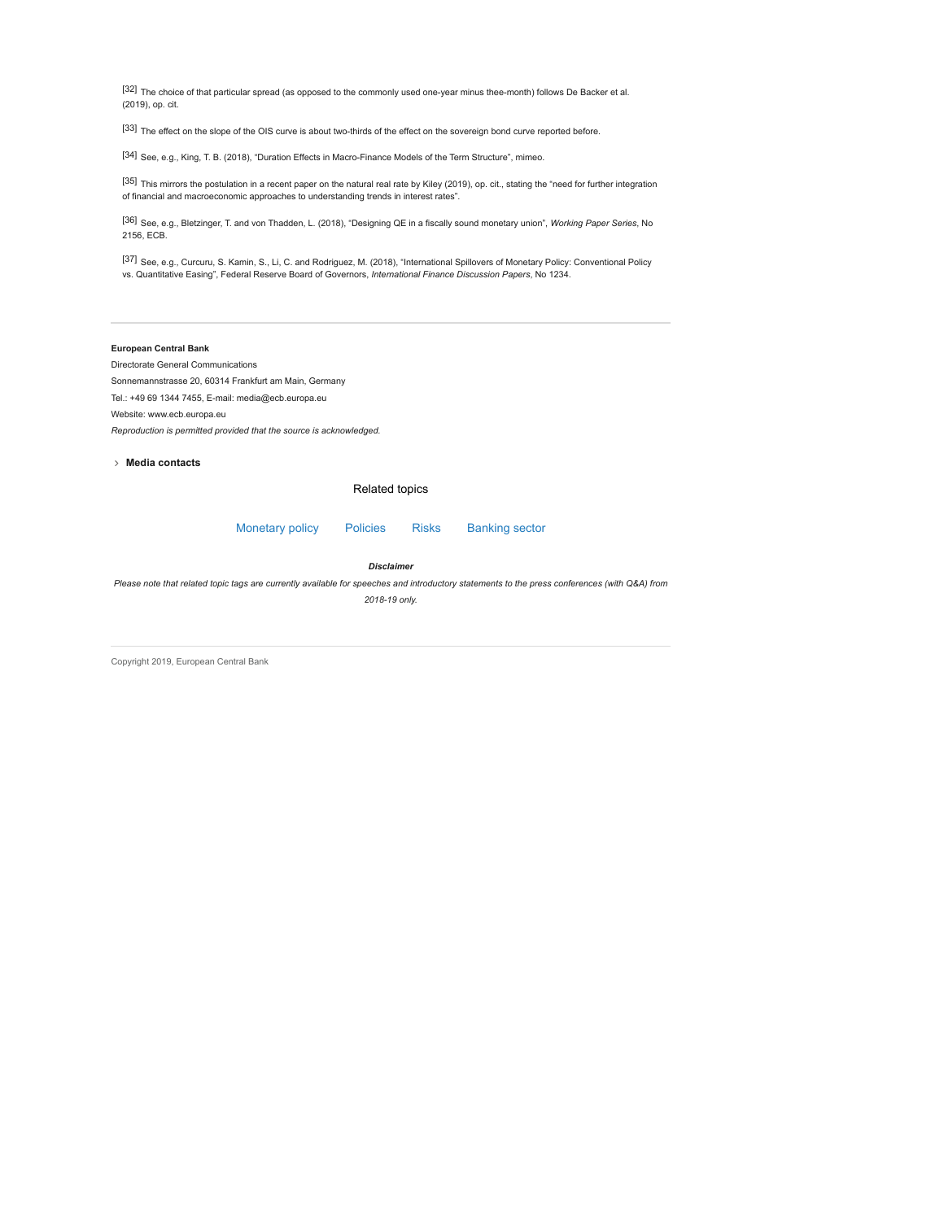[32] The choice of that particular spread (as opposed to the commonly used one-year minus thee-month) follows De Backer et al. (2019), op. cit.

[33] The effect on the slope of the OIS curve is about two-thirds of the effect on the sovereign bond curve reported before.

[34] See, e.g., King, T. B. (2018), "Duration Effects in Macro-Finance Models of the Term Structure", mimeo.

[35] This mirrors the postulation in a recent paper on the natural real rate by Kiley (2019), op. cit., stating the "need for further integration of financial and macroeconomic approaches to understanding trends in interest rates".

[36] See, e.g., Bletzinger, T. and von Thadden, L. (2018), "Designing QE in a fiscally sound monetary union", *Working Paper Series*, No 2156, ECB.

[37] See, e.g., Curcuru, S. Kamin, S., Li, C. and Rodriguez, M. (2018), "International Spillovers of Monetary Policy: Conventional Policy vs. Quantitative Easing", Federal Reserve Board of Governors, *International Finance Discussion Papers*, No 1234.

---

**European Central Bank**

Directorate General Communications

Sonnemannstrasse 20, 60314 Frankfurt am Main, Germany

Tel.: +49 69 1344 7455, E-mail: media@ecb.europa.eu

Website: www.ecb.europa.eu

*Reproduction is permitted provided that the source is acknowledged.*

**Media contacts**

Related topics

Monetary policy Policies Risks Banking sector

***Disclaimer***

*Please note that related topic tags are currently available for speeches and introductory statements to the press conferences (with Q&A) from 2018-19 only.*

Copyright 2019, European Central Bank